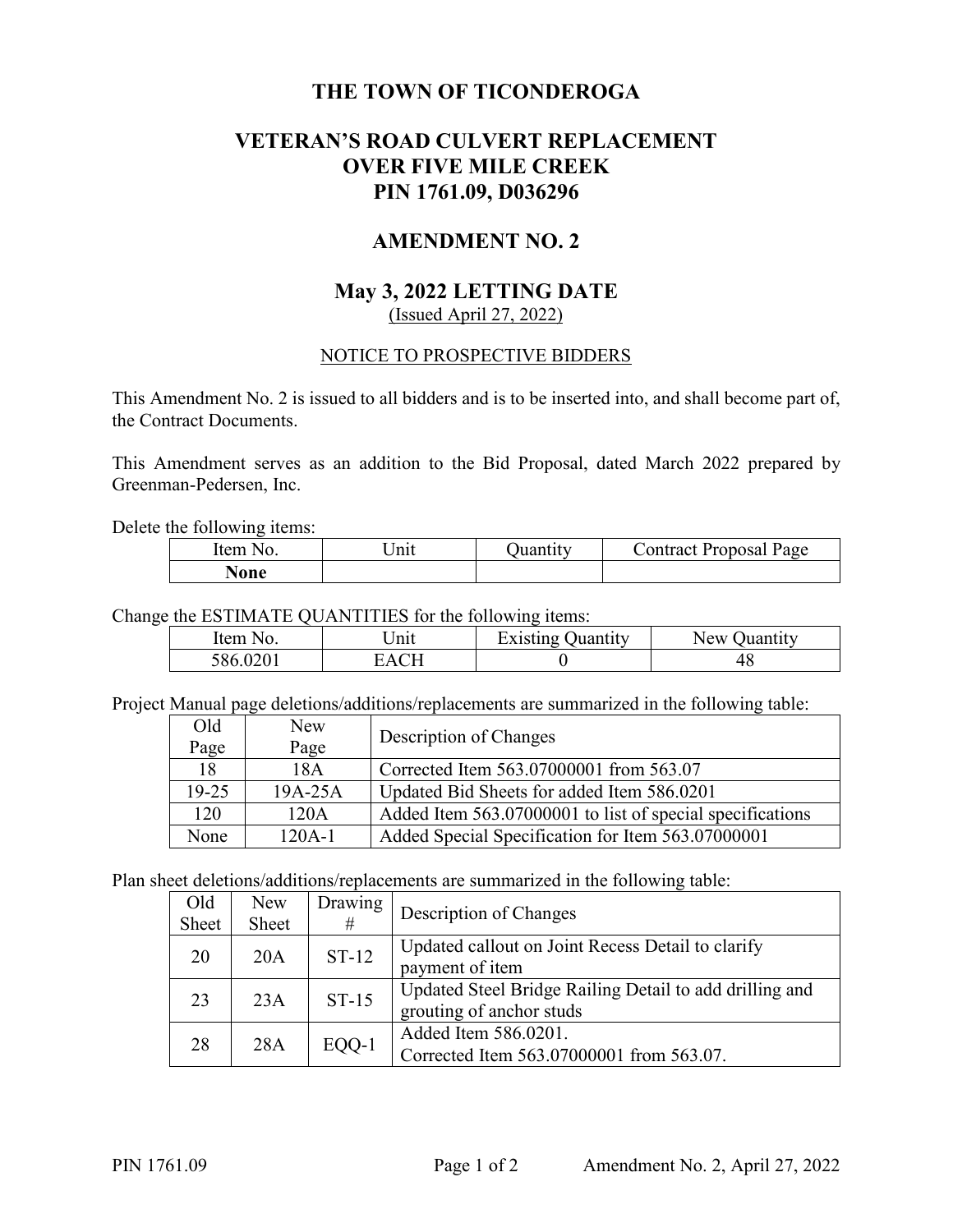# THE TOWN OF TICONDEROGA

## VETERAN'S ROAD CULVERT REPLACEMENT OVER FIVE MILE CREEK PIN 1761.09, D036296

## AMENDMENT NO. 2

## May 3, 2022 LETTING DATE

(Issued April 27, 2022)

NOTICE TO PROSPECTIVE BIDDERS

This Amendment No. 2 is issued to all bidders and is to be inserted into, and shall become part of, the Contract Documents.

This Amendment serves as an addition to the Bid Proposal, dated March 2022 prepared by Greenman-Pedersen, Inc.

Delete the following items:

| Item No. | Unit | Quantity | Contract Proposal Page |
|---|---|---|---|
| **None** | | | |

Change the ESTIMATE QUANTITIES for the following items:

| Item No. | Unit | Existing Quantity | New Quantity |
|---|---|---|---|
| 586.0201 | EACH | 0 | 48 |

Project Manual page deletions/additions/replacements are summarized in the following table:

| Old Page | New Page | Description of Changes |
|---|---|---|
| 18 | 18A | Corrected Item 563.07000001 from 563.07 |
| 19-25 | 19A-25A | Updated Bid Sheets for added Item 586.0201 |
| 120 | 120A | Added Item 563.07000001 to list of special specifications |
| None | 120A-1 | Added Special Specification for Item 563.07000001 |

Plan sheet deletions/additions/replacements are summarized in the following table:

| Old Sheet | New Sheet | Drawing # | Description of Changes |
|---|---|---|---|
| 20 | 20A | ST-12 | Updated callout on Joint Recess Detail to clarify payment of item |
| 23 | 23A | ST-15 | Updated Steel Bridge Railing Detail to add drilling and grouting of anchor studs |
| 28 | 28A | EQQ-1 | Added Item 586.0201.<br>Corrected Item 563.07000001 from 563.07. |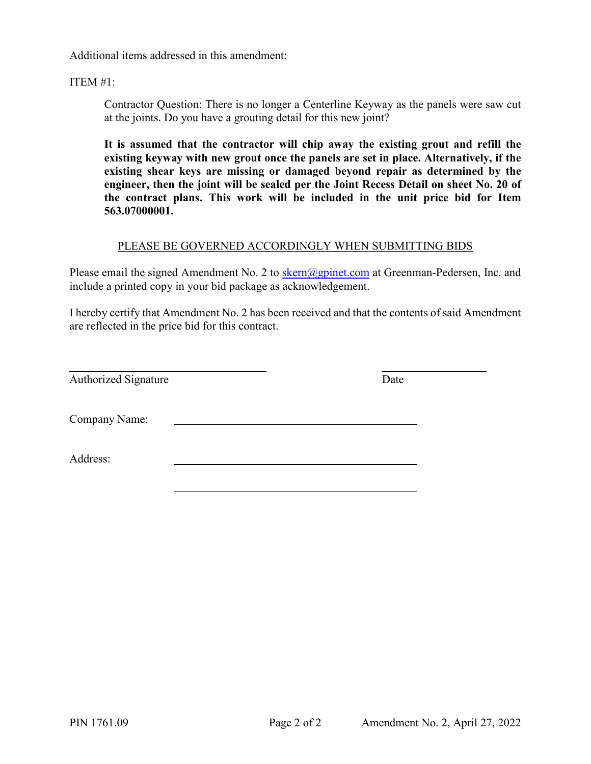Additional items addressed in this amendment:

ITEM #1:

> Contractor Question: There is no longer a Centerline Keyway as the panels were saw cut at the joints. Do you have a grouting detail for this new joint?
>
> **It is assumed that the contractor will chip away the existing grout and refill the existing keyway with new grout once the panels are set in place. Alternatively, if the existing shear keys are missing or damaged beyond repair as determined by the engineer, then the joint will be sealed per the Joint Recess Detail on sheet No. 20 of the contract plans. This work will be included in the unit price bid for Item 563.07000001.**

<u>PLEASE BE GOVERNED ACCORDINGLY WHEN SUBMITTING BIDS</u>

Please email the signed Amendment No. 2 to skern@gpinet.com at Greenman-Pedersen, Inc. and include a printed copy in your bid package as acknowledgement.

I hereby certify that Amendment No. 2 has been received and that the contents of said Amendment are reflected in the price bid for this contract.

\_\_\_\_\_\_\_\_\_\_\_\_\_\_\_\_\_\_\_\_\_\_\_\_\_\_\_\_\_\_\_\_ \_\_\_\_\_\_\_\_\_\_\_\_\_\_\_\_\_

Authorized Signature Date

Company Name: \_\_\_\_\_\_\_\_\_\_\_\_\_\_\_\_\_\_\_\_\_\_\_\_\_\_\_\_\_\_\_\_\_\_\_\_\_\_\_\_

Address: \_\_\_\_\_\_\_\_\_\_\_\_\_\_\_\_\_\_\_\_\_\_\_\_\_\_\_\_\_\_\_\_\_\_\_\_\_\_\_\_

\_\_\_\_\_\_\_\_\_\_\_\_\_\_\_\_\_\_\_\_\_\_\_\_\_\_\_\_\_\_\_\_\_\_\_\_\_\_\_\_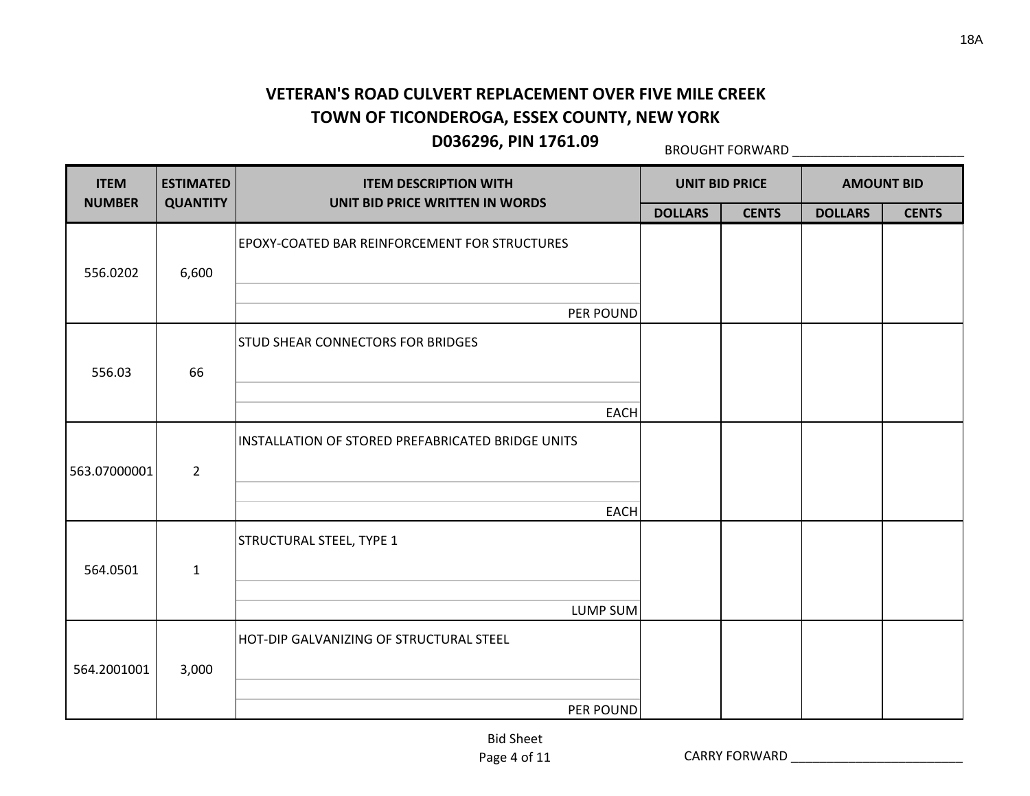# VETERAN'S ROAD CULVERT REPLACEMENT OVER FIVE MILE CREEK

## TOWN OF TICONDEROGA, ESSEX COUNTY, NEW YORK

## D036296, PIN 1761.09

BROUGHT FORWARD ________________________

| ITEM NUMBER | ESTIMATED QUANTITY | ITEM DESCRIPTION WITH UNIT BID PRICE WRITTEN IN WORDS | UNIT BID PRICE | | AMOUNT BID | |
|---|---|---|---|---|---|---|
| | | | DOLLARS | CENTS | DOLLARS | CENTS |
| 556.0202 | 6,600 | EPOXY-COATED BAR REINFORCEMENT FOR STRUCTURES<br><br>PER POUND | | | | |
| 556.03 | 66 | STUD SHEAR CONNECTORS FOR BRIDGES<br><br>EACH | | | | |
| 563.07000001 | 2 | INSTALLATION OF STORED PREFABRICATED BRIDGE UNITS<br><br>EACH | | | | |
| 564.0501 | 1 | STRUCTURAL STEEL, TYPE 1<br><br>LUMP SUM | | | | |
| 564.2001001 | 3,000 | HOT-DIP GALVANIZING OF STRUCTURAL STEEL<br><br>PER POUND | | | | |

Bid Sheet

CARRY FORWARD ________________________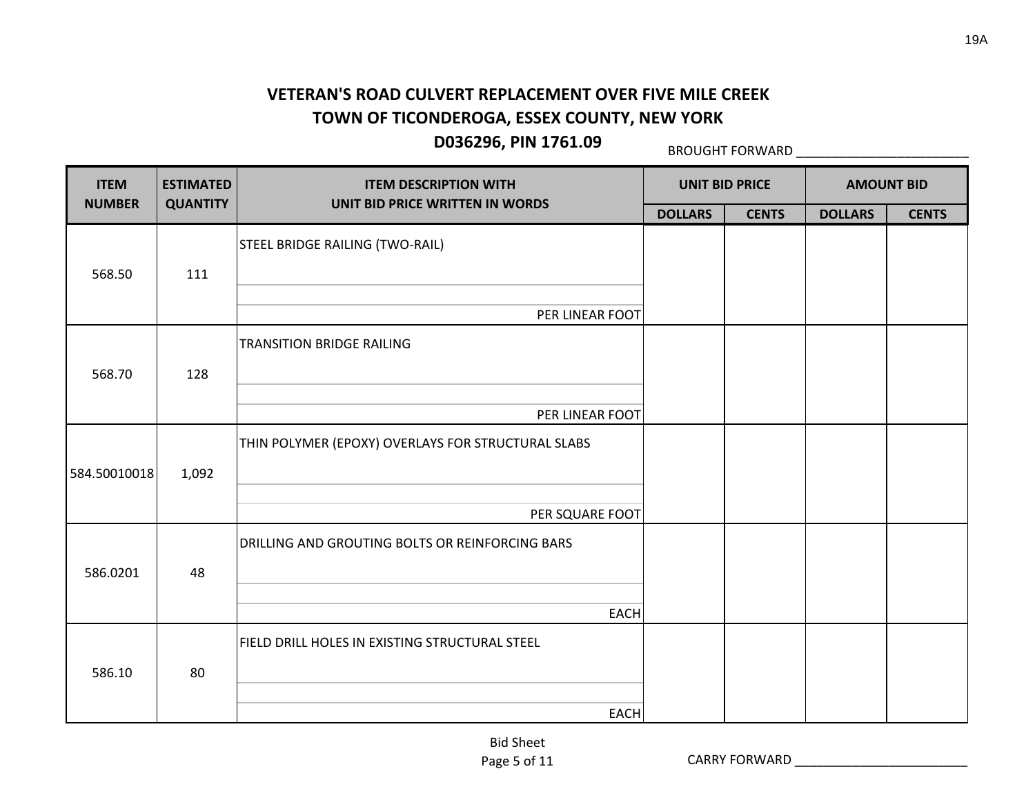# VETERAN'S ROAD CULVERT REPLACEMENT OVER FIVE MILE CREEK
## TOWN OF TICONDEROGA, ESSEX COUNTY, NEW YORK
## D036296, PIN 1761.09

BROUGHT FORWARD ________________________

| ITEM NUMBER | ESTIMATED QUANTITY | ITEM DESCRIPTION WITH UNIT BID PRICE WRITTEN IN WORDS | UNIT BID PRICE | | AMOUNT BID | |
|---|---|---|---|---|---|---|
| | | | DOLLARS | CENTS | DOLLARS | CENTS |
| 568.50 | 111 | STEEL BRIDGE RAILING (TWO-RAIL)<br><br>PER LINEAR FOOT | | | | |
| 568.70 | 128 | TRANSITION BRIDGE RAILING<br><br>PER LINEAR FOOT | | | | |
| 584.50010018 | 1,092 | THIN POLYMER (EPOXY) OVERLAYS FOR STRUCTURAL SLABS<br><br>PER SQUARE FOOT | | | | |
| 586.0201 | 48 | DRILLING AND GROUTING BOLTS OR REINFORCING BARS<br><br>EACH | | | | |
| 586.10 | 80 | FIELD DRILL HOLES IN EXISTING STRUCTURAL STEEL<br><br>EACH | | | | |

Bid Sheet

CARRY FORWARD ________________________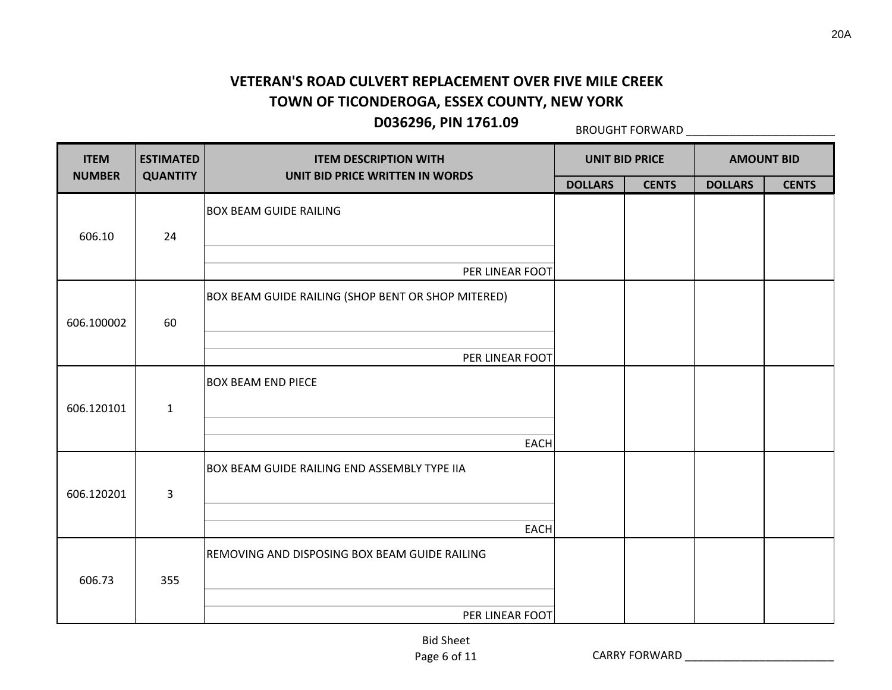## VETERAN'S ROAD CULVERT REPLACEMENT OVER FIVE MILE CREEK
## TOWN OF TICONDEROGA, ESSEX COUNTY, NEW YORK
## D036296, PIN 1761.09

BROUGHT FORWARD ________________________

| ITEM NUMBER | ESTIMATED QUANTITY | ITEM DESCRIPTION WITH UNIT BID PRICE WRITTEN IN WORDS | UNIT BID PRICE | | AMOUNT BID | |
|---|---|---|---|---|---|---|
| | | | DOLLARS | CENTS | DOLLARS | CENTS |
| 606.10 | 24 | BOX BEAM GUIDE RAILING<br><br>PER LINEAR FOOT | | | | |
| 606.100002 | 60 | BOX BEAM GUIDE RAILING (SHOP BENT OR SHOP MITERED)<br><br>PER LINEAR FOOT | | | | |
| 606.120101 | 1 | BOX BEAM END PIECE<br><br>EACH | | | | |
| 606.120201 | 3 | BOX BEAM GUIDE RAILING END ASSEMBLY TYPE IIA<br><br>EACH | | | | |
| 606.73 | 355 | REMOVING AND DISPOSING BOX BEAM GUIDE RAILING<br><br>PER LINEAR FOOT | | | | |

Bid Sheet

CARRY FORWARD ________________________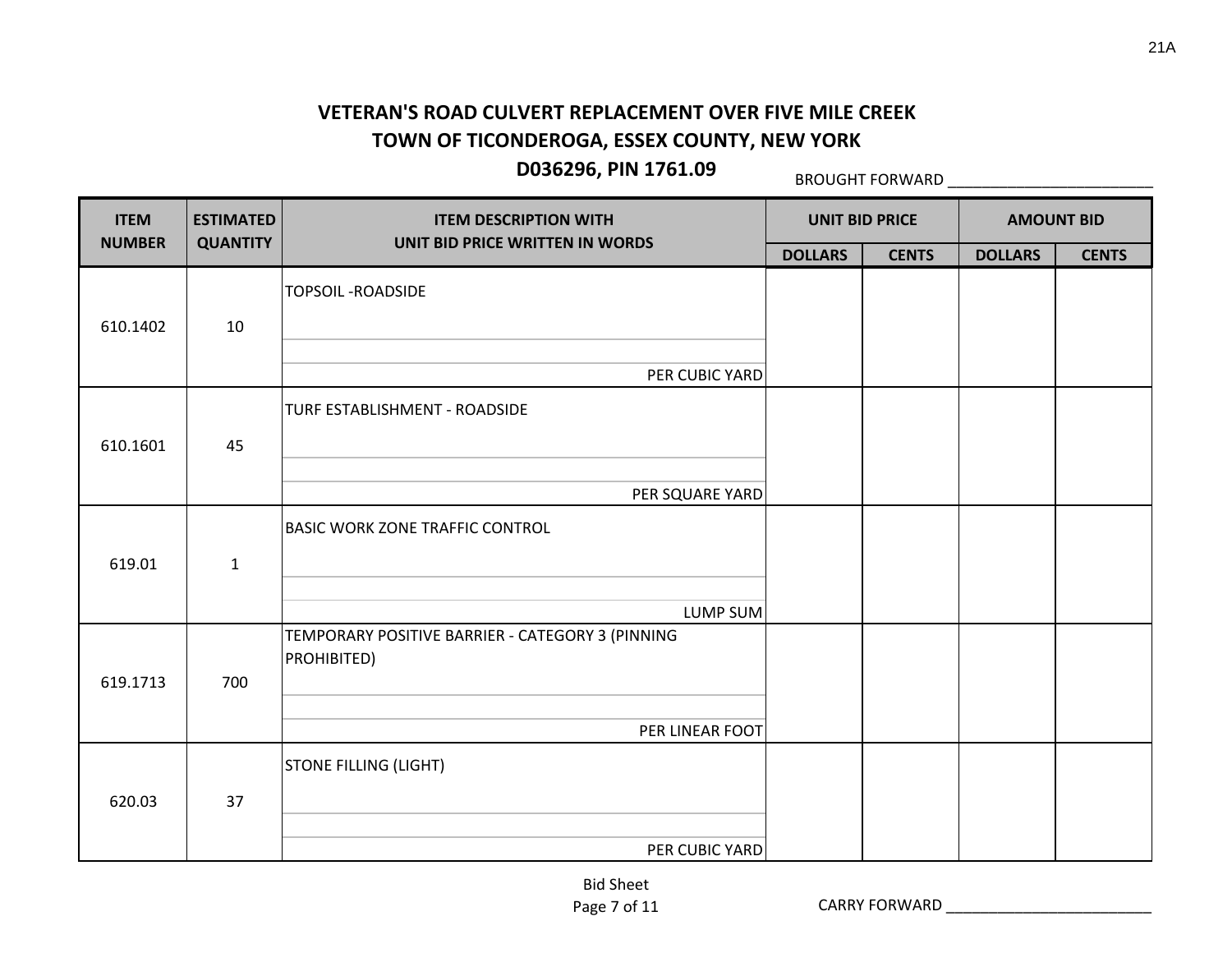**VETERAN'S ROAD CULVERT REPLACEMENT OVER FIVE MILE CREEK**
**TOWN OF TICONDEROGA, ESSEX COUNTY, NEW YORK**
**D036296, PIN 1761.09**

BROUGHT FORWARD ________________________

| ITEM NUMBER | ESTIMATED QUANTITY | ITEM DESCRIPTION WITH UNIT BID PRICE WRITTEN IN WORDS | UNIT BID PRICE | | AMOUNT BID | |
|---|---|---|---|---|---|---|
| | | | DOLLARS | CENTS | DOLLARS | CENTS |
| 610.1402 | 10 | TOPSOIL -ROADSIDE<br><br>PER CUBIC YARD | | | | |
| 610.1601 | 45 | TURF ESTABLISHMENT - ROADSIDE<br><br>PER SQUARE YARD | | | | |
| 619.01 | 1 | BASIC WORK ZONE TRAFFIC CONTROL<br><br>LUMP SUM | | | | |
| 619.1713 | 700 | TEMPORARY POSITIVE BARRIER - CATEGORY 3 (PINNING PROHIBITED)<br><br>PER LINEAR FOOT | | | | |
| 620.03 | 37 | STONE FILLING (LIGHT)<br><br>PER CUBIC YARD | | | | |

Bid Sheet

CARRY FORWARD ________________________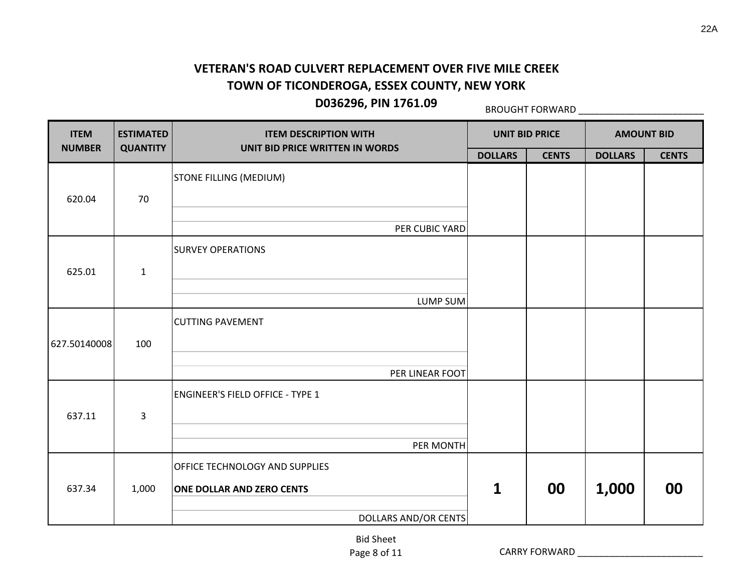# VETERAN'S ROAD CULVERT REPLACEMENT OVER FIVE MILE CREEK
# TOWN OF TICONDEROGA, ESSEX COUNTY, NEW YORK
# D036296, PIN 1761.09

BROUGHT FORWARD ________________________

| ITEM NUMBER | ESTIMATED QUANTITY | ITEM DESCRIPTION WITH UNIT BID PRICE WRITTEN IN WORDS | UNIT BID PRICE | | AMOUNT BID | |
|---|---|---|---|---|---|---|
| | | | DOLLARS | CENTS | DOLLARS | CENTS |
| 620.04 | 70 | STONE FILLING (MEDIUM)<br><br>PER CUBIC YARD | | | | |
| 625.01 | 1 | SURVEY OPERATIONS<br><br>LUMP SUM | | | | |
| 627.50140008 | 100 | CUTTING PAVEMENT<br><br>PER LINEAR FOOT | | | | |
| 637.11 | 3 | ENGINEER'S FIELD OFFICE - TYPE 1<br><br>PER MONTH | | | | |
| 637.34 | 1,000 | OFFICE TECHNOLOGY AND SUPPLIES<br>**ONE DOLLAR AND ZERO CENTS**<br>DOLLARS AND/OR CENTS | **1** | **00** | **1,000** | **00** |

Bid Sheet

CARRY FORWARD ________________________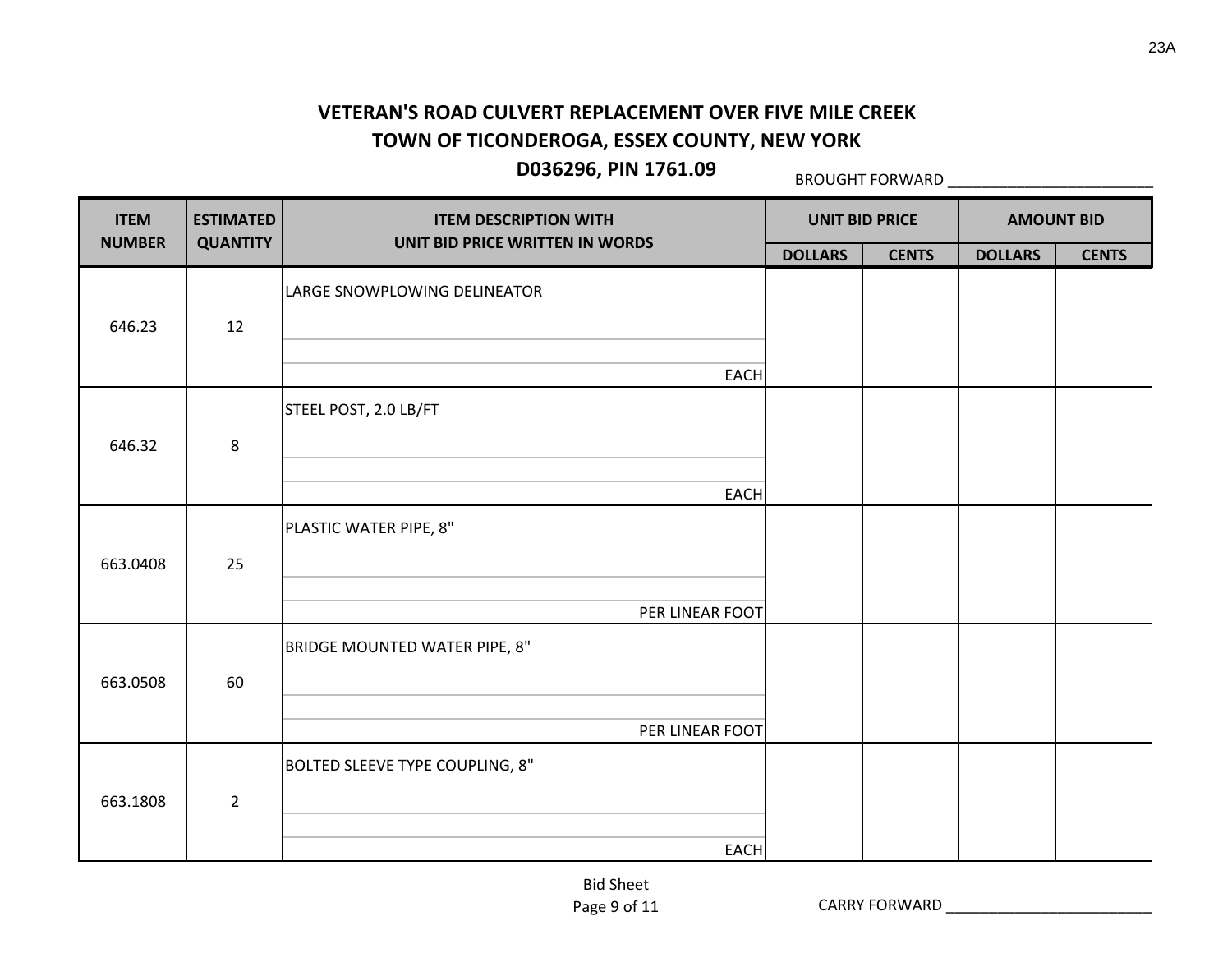# VETERAN'S ROAD CULVERT REPLACEMENT OVER FIVE MILE CREEK
# TOWN OF TICONDEROGA, ESSEX COUNTY, NEW YORK
# D036296, PIN 1761.09

BROUGHT FORWARD ________________________

| ITEM NUMBER | ESTIMATED QUANTITY | ITEM DESCRIPTION WITH UNIT BID PRICE WRITTEN IN WORDS | UNIT BID PRICE | | AMOUNT BID | |
|---|---|---|---|---|---|---|
| | | | DOLLARS | CENTS | DOLLARS | CENTS |
| 646.23 | 12 | LARGE SNOWPLOWING DELINEATOR<br><br>EACH | | | | |
| 646.32 | 8 | STEEL POST, 2.0 LB/FT<br><br>EACH | | | | |
| 663.0408 | 25 | PLASTIC WATER PIPE, 8"<br><br>PER LINEAR FOOT | | | | |
| 663.0508 | 60 | BRIDGE MOUNTED WATER PIPE, 8"<br><br>PER LINEAR FOOT | | | | |
| 663.1808 | 2 | BOLTED SLEEVE TYPE COUPLING, 8"<br><br>EACH | | | | |

Bid Sheet

CARRY FORWARD ________________________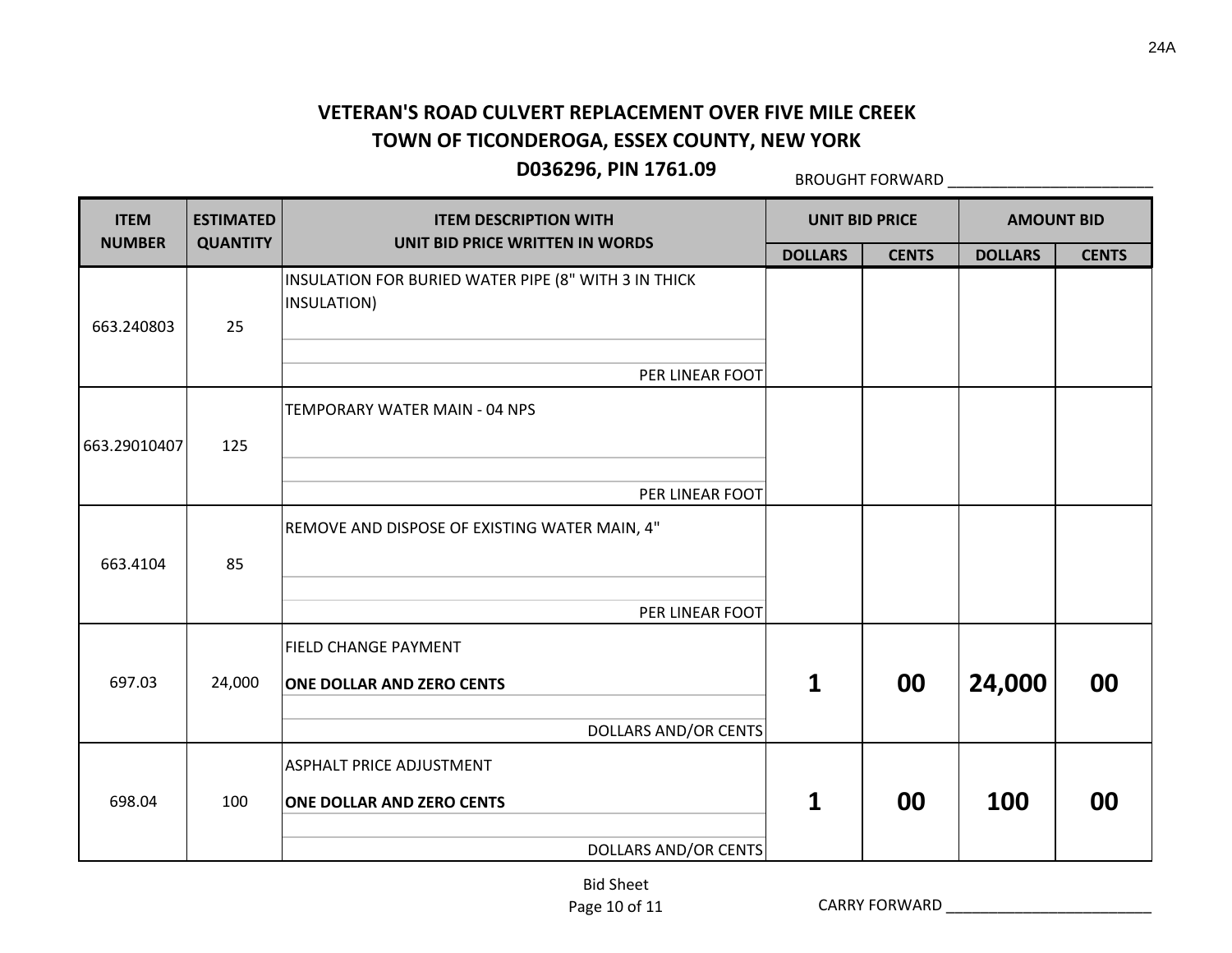# VETERAN'S ROAD CULVERT REPLACEMENT OVER FIVE MILE CREEK
## TOWN OF TICONDEROGA, ESSEX COUNTY, NEW YORK
### D036296, PIN 1761.09

BROUGHT FORWARD ________________________

| ITEM NUMBER | ESTIMATED QUANTITY | ITEM DESCRIPTION WITH UNIT BID PRICE WRITTEN IN WORDS | UNIT BID PRICE | | AMOUNT BID | |
|---|---|---|---|---|---|---|
| | | | DOLLARS | CENTS | DOLLARS | CENTS |
| 663.240803 | 25 | INSULATION FOR BURIED WATER PIPE (8" WITH 3 IN THICK INSULATION)<br><br>PER LINEAR FOOT | | | | |
| 663.29010407 | 125 | TEMPORARY WATER MAIN - 04 NPS<br><br>PER LINEAR FOOT | | | | |
| 663.4104 | 85 | REMOVE AND DISPOSE OF EXISTING WATER MAIN, 4"<br><br>PER LINEAR FOOT | | | | |
| 697.03 | 24,000 | FIELD CHANGE PAYMENT<br>**ONE DOLLAR AND ZERO CENTS**<br>DOLLARS AND/OR CENTS | **1** | **00** | **24,000** | **00** |
| 698.04 | 100 | ASPHALT PRICE ADJUSTMENT<br>**ONE DOLLAR AND ZERO CENTS**<br>DOLLARS AND/OR CENTS | **1** | **00** | **100** | **00** |

Bid Sheet

CARRY FORWARD ________________________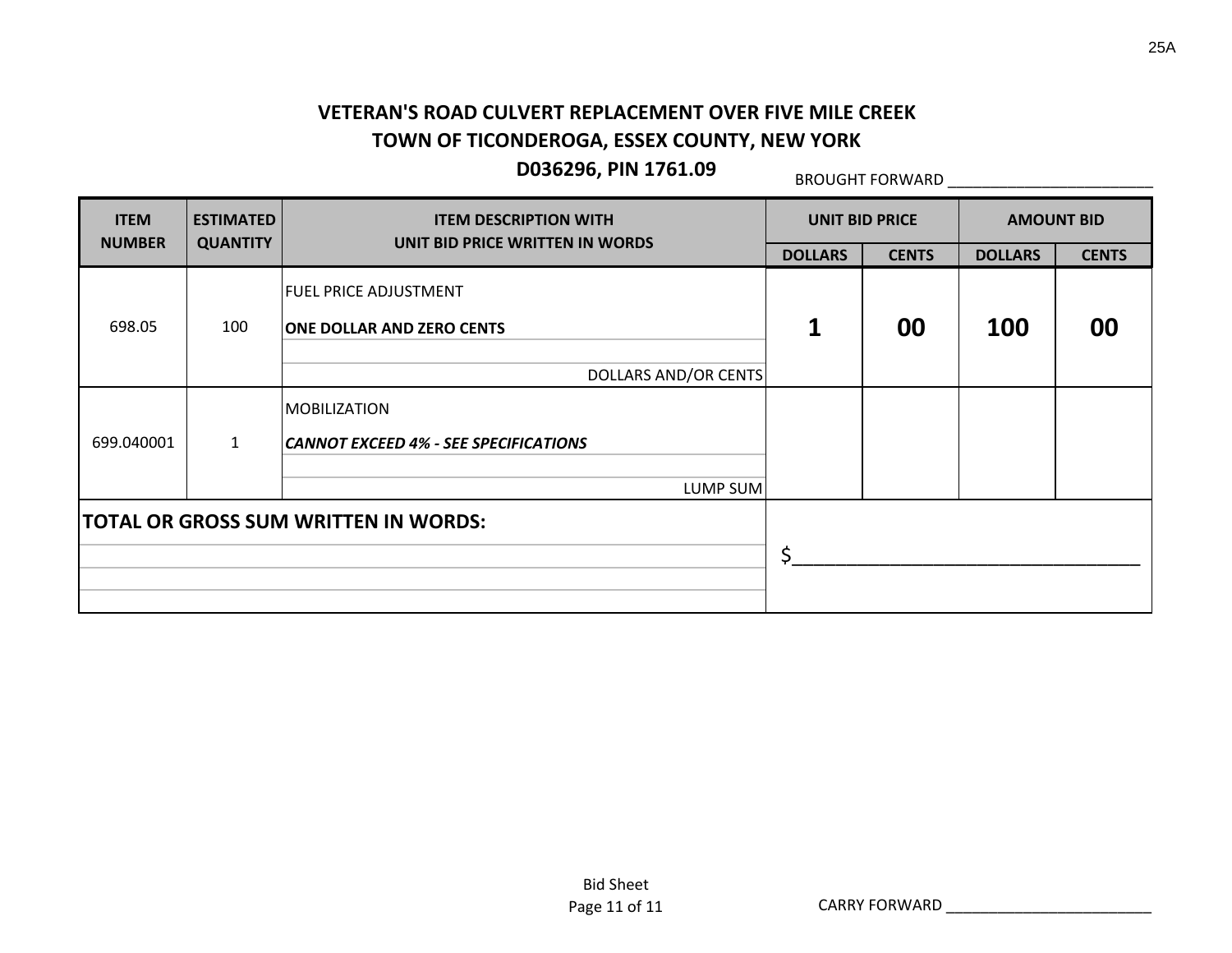**VETERAN'S ROAD CULVERT REPLACEMENT OVER FIVE MILE CREEK**
**TOWN OF TICONDEROGA, ESSEX COUNTY, NEW YORK**
**D036296, PIN 1761.09**

BROUGHT FORWARD ________________________

| ITEM NUMBER | ESTIMATED QUANTITY | ITEM DESCRIPTION WITH UNIT BID PRICE WRITTEN IN WORDS | UNIT BID PRICE | | AMOUNT BID | |
|---|---|---|---|---|---|---|
| | | | DOLLARS | CENTS | DOLLARS | CENTS |
| 698.05 | 100 | FUEL PRICE ADJUSTMENT<br>**ONE DOLLAR AND ZERO CENTS**<br>DOLLARS AND/OR CENTS | **1** | **00** | **100** | **00** |
| 699.040001 | 1 | MOBILIZATION<br>***CANNOT EXCEED 4% - SEE SPECIFICATIONS***<br>LUMP SUM | | | | |
| **TOTAL OR GROSS SUM WRITTEN IN WORDS:** | | | $_________________________________ | | | |

CARRY FORWARD ________________________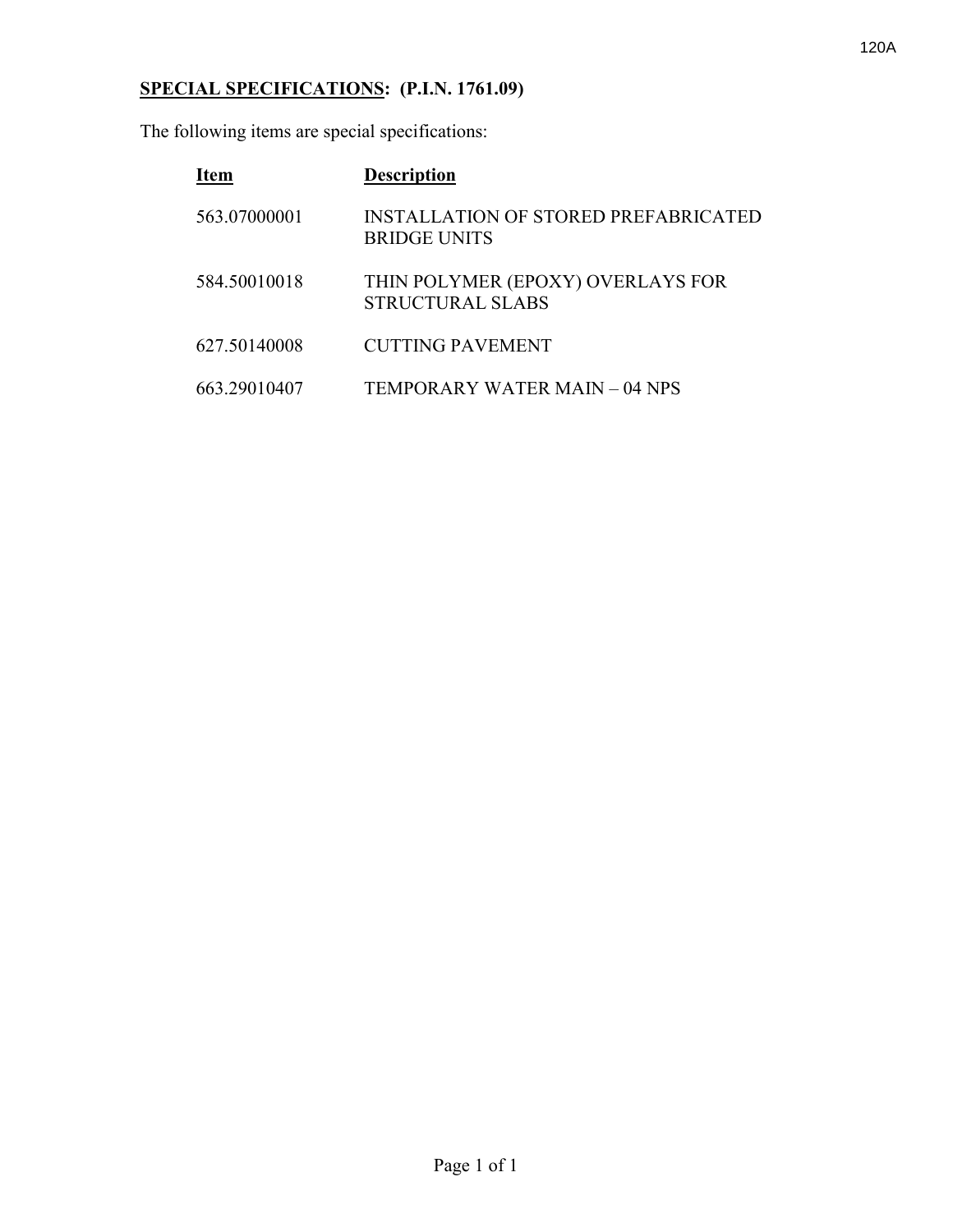**SPECIAL SPECIFICATIONS: (P.I.N. 1761.09)**

The following items are special specifications:

| Item | Description |
| --- | --- |
| 563.07000001 | INSTALLATION OF STORED PREFABRICATED BRIDGE UNITS |
| 584.50010018 | THIN POLYMER (EPOXY) OVERLAYS FOR STRUCTURAL SLABS |
| 627.50140008 | CUTTING PAVEMENT |
| 663.29010407 | TEMPORARY WATER MAIN – 04 NPS |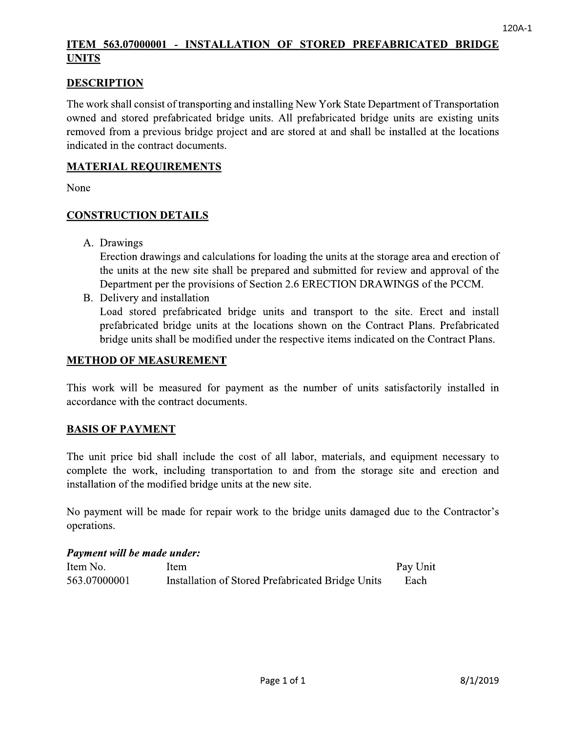## ITEM 563.07000001 - INSTALLATION OF STORED PREFABRICATED BRIDGE UNITS

### DESCRIPTION

The work shall consist of transporting and installing New York State Department of Transportation owned and stored prefabricated bridge units. All prefabricated bridge units are existing units removed from a previous bridge project and are stored at and shall be installed at the locations indicated in the contract documents.

### MATERIAL REQUIREMENTS

None

### CONSTRUCTION DETAILS

A. Drawings
   Erection drawings and calculations for loading the units at the storage area and erection of the units at the new site shall be prepared and submitted for review and approval of the Department per the provisions of Section 2.6 ERECTION DRAWINGS of the PCCM.
B. Delivery and installation
   Load stored prefabricated bridge units and transport to the site. Erect and install prefabricated bridge units at the locations shown on the Contract Plans. Prefabricated bridge units shall be modified under the respective items indicated on the Contract Plans.

### METHOD OF MEASUREMENT

This work will be measured for payment as the number of units satisfactorily installed in accordance with the contract documents.

### BASIS OF PAYMENT

The unit price bid shall include the cost of all labor, materials, and equipment necessary to complete the work, including transportation to and from the storage site and erection and installation of the modified bridge units at the new site.

No payment will be made for repair work to the bridge units damaged due to the Contractor's operations.

***Payment will be made under:***

| Item No. | Item | Pay Unit |
|---|---|---|
| 563.07000001 | Installation of Stored Prefabricated Bridge Units | Each |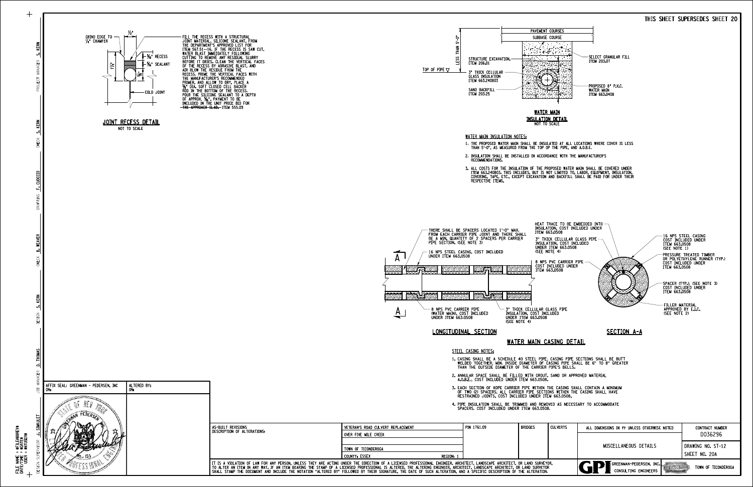THIS SHEET SUPERSEDES SHEET 20

## JOINT RECESS DETAIL

NOT TO SCALE

GRIND EDGE TO 1/4" CHAMFER

1/2"

5/8" RECESS

5/16" SEALANT

1 1/2

5/8"

COLD JOINT

FILL THE RECESS WITH A STRUCTURAL JOINT MATERIAL, SILICONE SEALANT, FROM THE DEPARTMENT'S APPROVED LIST FOR ITEM 567.51--16. IF THE RECESS IS SAW CUT, WATER BLAST IMMEDIATELY FOLLOWING CUTTING TO REMOVE ANY RESIDUAL SLURRY BEFORE IT DRIES. CLEAN THE VERTICAL FACES OF THE RECESS BY ABRASIVE BLAST, AND AIR BLOW THE RESIDUE FROM THE RECESS. PRIME THE VERTICAL FACES WITH THE MANUFACTURER'S RECOMMENDED PRIMER, AND ALLOW TO DRY. PLACE A 5/8" DIA. SOFT CLOSED CELL BACKER ROD IN THE BOTTOM OF THE RECESS. POUR THE SILICONE SEALANT TO A DEPTH OF APPROX. 5/16". PAYMENT TO BE INCLUDED IN THE UNIT PRICE BID FOR ~~THE APPROACH SLAB.~~ ITEM 555.09

## WATER MAIN INSULATION DETAIL

NOT TO SCALE

PAVEMENT COURSES

SUBBASE COURSE

LESS THAN 5'-0"

4'-0"

TOP OF PIPE

STRUCTURE EXCAVATION, ITEM 206.01

3" THICK CELLULAR GLASS INSULATION ITEM 663.240803

SAND BACKFILL ITEM 203.25

SELECT GRANULAR FILL ITEM 203.07

PROPOSED 8" P.V.C. WATER MAIN ITEM 663.0408

### WATER MAIN INSULATION NOTES:

1. THE PROPOSED WATER MAIN SHALL BE INSULATED AT ALL LOCATIONS WHERE COVER IS LESS THAN 5'-0", AS MEASURED FROM THE TOP OF THE PIPE, AND A.O.B.E.
2. INSULATION SHALL BE INSTALLED IN ACCORDANCE WITH THE MANUFACTURER'S RECOMMENDATIONS.
3. ALL COSTS FOR THE INSULATION OF THE PROPOSED WATER MAIN SHALL BE COVERED UNDER ITEM 663.240803. THIS INCLUDES, BUT IS NOT LIMITED TO, LABOR, EQUIPMENT, INSULATION, COVERING, TAPE, ETC., EXCEPT EXCAVATION AND BACKFILL SHALL BE PAID FOR UNDER THEIR RESPECTIVE ITEMS.

## WATER MAIN CASING DETAIL

### LONGITUDINAL SECTION

THERE SHALL BE SPACERS LOCATED 1'-0" MAX. FROM EACH CARRIER PIPE JOINT AND THERE SHALL BE A MIN. QUANTITY OF 2 SPACERS PER CARRIER PIPE SECTION. (SEE NOTE 3)

16 NPS STEEL CASING, COST INCLUDED UNDER ITEM 663.0508

HEAT TRACE TO BE EMBEDDED INTO INSULATION, COST INCLUDED UNDER ITEM 663.0508

3" THICK CELLULAR GLASS PIPE INSULATION, COST INCLUDED UNDER ITEM 663.0508 (SEE NOTE 4)

8 NPS PVC CARRIER PIPE COST INCLUDED UNDER ITEM 663.0508

8 NPS PVC CARRIER PIPE (WATER MAIN), COST INCLUDED UNDER ITEM 663.0508

3" THICK CELLULAR GLASS PIPE INSULATION, COST INCLUDED UNDER ITEM 663.0508 (SEE NOTE 4)

### SECTION A-A

16 NPS STEEL CASING COST INCLUDED UNDER ITEM 663.0508 (SEE NOTE 1)

PRESSURE TREATED TIMBER OR POLYETHYLENE RUNNER (TYP.) COST INCLUDED UNDER ITEM 663.0508

SPACER (TYP.) (SEE NOTE 3) COST INCLUDED UNDER ITEM 663.0508

FILLER MATERIAL APPROVED BY E.I.C. (SEE NOTE 2)

### STEEL CASING NOTES:

1. CASING SHALL BE A SCHEDULE 40 STEEL PIPE; CASING PIPE SECTIONS SHALL BE BUTT WELDED TOGETHER. MIN. INSIDE DIAMETER OF CASING PIPE SHALL BE 6" TO 8" GREATER THAN THE OUTSIDE DIAMETER OF THE CARRIER PIPE'S BELLS.
2. ANNULAR SPACE SHALL BE FILLED WITH GROUT, SAND OR APPROVED MATERIAL A.O.B.E.; COST INCLUDED UNDER ITEM 663.0508.
3. EACH SECTION OF HDPE CARRIER PIPE WITHIN THE CASING SHALL CONTAIN A MINIMUM OF TWO (2) SPACERS. ALL CARRIER PIPE SECTIONS WITHIN THE CASING SHALL HAVE RESTRAINED JOINTS. COST INCLUDED UNDER ITEM 663.0508.
4. PIPE INSULATION SHALL BE TRIMMED AND REMOVED AS NECESSARY TO ACCOMMODATE SPACERS. COST INCLUDED UNDER ITEM 663.0508.

---

AFFIX SEAL: GREENMAN - PEDERSEN, INC ON:

ALTERED BY: ON:

AS-BUILT REVISIONS
DESCRIPTION OF ALTERATIONS:

| VETERAN'S ROAD CULVERT REPLACEMENT | PIN 1761.09 | BRIDGES | CULVERTS | ALL DIMENSIONS IN ft UNLESS OTHERWISE NOTED | CONTRACT NUMBER D036296 |
|---|---|---|---|---|---|
| OVER FIVE MILE CREEK | | | | MISCELLANEOUS DETAILS | DRAWING NO. ST-12 |
| TOWN OF TICONDEROGA | | | | | SHEET NO. 20A |
| COUNTY: ESSEX REGION: 1 | | | | GREENMAN-PEDERSEN, INC. CONSULTING ENGINEERS | TOWN OF TICONDEROGA |

IT IS A VIOLATION OF LAW FOR ANY PERSON, UNLESS THEY ARE ACTING UNDER THE DIRECTION OF A LICENSED PROFESSIONAL ENGINEER, ARCHITECT, LANDSCAPE ARCHITECT, OR LAND SURVEYOR, TO ALTER AN ITEM IN ANY WAY. IF AN ITEM BEARING THE STAMP OF A LICENSED PROFESSIONAL IS ALTERED, THE ALTERING ENGINEER, ARCHITECT, LANDSCAPE ARCHITECT, OR LAND SURVEYOR SHALL STAMP THE DOCUMENT AND INCLUDE THE NOTATION "ALTERED BY" FOLLOWED BY THEIR SIGNATURE, THE DATE OF SUCH ALTERATION, AND A SPECIFIC DESCRIPTION OF THE ALTERATION.

PROJECT MANAGER S. KERN | CHECK S. KERN | DRAFTING F. CUOCCIO | CHECK B. WEAVER | DESIGN S. KERN | JOB MANAGER D. THOMAS | DESIGN SUPERVISOR J. SIMKULET

FILE NAME = #FILEABBREV# DATE/TIME = #DATE# USER = #NTUSER#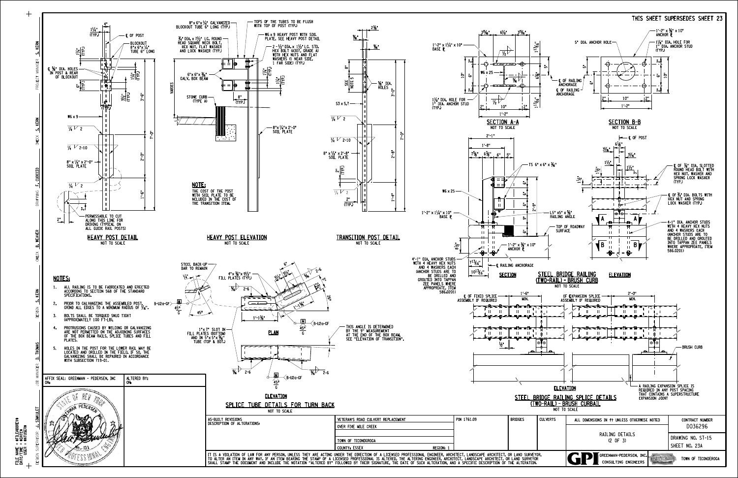THIS SHEET SUPERSEDES SHEET 23

## HEAVY POST DETAIL

NOT TO SCALE

4"

1¼" (TYP.)

℄ OF POST

BLOCKOUT 8"x 6"x ¼" TUBE 6" LONG

⅝" DIA. HOLES IN POST & REAR OF BLOCKOUT

W6 x 9

8" x ¼" x 2'-0" SOIL PLATE

PERMISSABLE TO CUT ALONG THIS LINE FOR DRIVING (TYPICAL ON ALL GUIDE RAIL POSTS)

## HEAVY POST ELEVATION

NOT TO SCALE

8"x 6"x ¼" GALVANIZED BLOCKOUT TUBE 6" LONG (TYP.)

⅝" DIA. x 7½" LG. ROUND HEAD SQUARE NECK BOLT, HEX NUT, FLAT WASHER AND LOCK WASHER (TYP.)

TOPS OF THE TUBES TO BE FLUSH WITH TOP OF POST (TYP.)

W6 x 9 HEAVY POST WITH SOIL PLATE. SEE HEAVY POST DETAIL

2 - ½" DIA. x 1½" LG. STD. HEX BOLT (A307, GRADE A) WITH HEX NUTS AND FLAT WASHERS (1 NEAR SIDE, 1 FAR SIDE) (TYP.)

6"x 6"x 3/16" GALV. BOX BEAM

STONE CURB (TYPE A)

8"x¼"x 2'-0" SOIL PLATE

**NOTE:**
THE COST OF THE POST WITH SOIL PLATE TO BE NCLUDED IN THE COST OF THE TRANSITION ITEM.

## TRANSITION POST DETAIL

NOT TO SCALE

⅝" DIA. HOLES

S3 x 5.7

8" x ¼" x 2'-8" SOIL PLATE

SEE NOTE 5

## SECTION A-A

NOT TO SCALE

1'-2" x 1¼" x 10" BASE ℙ

W6 x 25

1⅛" DIA. HOLE FOR 1" DIA. ANCHOR STUD (TYP.)

℄ OF RAILING ANCHORAGE

## SECTION B-B

NOT TO SCALE

5" DIA. ANCHOR HOLE

1'-2" x ¾" x 10" ANCHOR ℙ

1⅛" DIA. HOLE FOR 1" DIA. ANCHOR STUD (TYP.)

## STEEL BRIDGE RAILING (TWO-RAIL) - BRUSH CURB

NOT TO SCALE

### SECTION

TS 6" x 6" x 5/16"

W6 x 25

1'-2" x 1¼" x 10" BASE ℙ

L5" x5" x ⅝" RAILING ANGLE

TOP OF ROADWAY SURFACE

1'-2" x ¾" x 10" ANCHOR ℙ

℄ RAILING ANCHORAGE

4-1" DIA. ANCHOR STUDS WITH 4 HEAVY HEX NUTS AND 4 WASHERS EACH (ANCHOR STUDS ARE TO BE DRILLED AND GROUTED INTO TAPPAN ZEE PANELS WHERE APPROPRIATE, ITEM 586.0201)

### ELEVATION

℄ OF POST

℄ OF ⅞" DIA. SLOTTED ROUND HEAD BOLT WITH HEX NUT, WASHER AND SPRING LOCK WASHER (TYP.)

℄ OF ¾" DIA. BOLTS WITH HEX NUT AND SPRING LOCK WASHER (TYP.)

4-1" DIA. ANCHOR STUDS WITH 4 HEAVY HEX NUTS AND 4 WASHERS EACH (ANCHOR STUDS ARE TO BE DRILLED AND GROUTED INTO TAPPAN ZEE PANELS WHERE APPROPRIATE, ITEM 586.0201)

## SPLICE TUBE DETAILS FOR TURN BACK

NOT TO SCALE

### PLAN

STEEL BACK-UP BAR TO REMAIN

4"x ⅜"x 9½" FILL PLATES (TYP.)

1"x 7" SLOT IN FILL PLATES (BOTH) AND IN 5"x 5"x 5/16" TUBE (TOP & BOT.)

THIS ANGLE IS DETERMINED BY THE 9" MEASUREMENT AT THE END OF THE BOX BEAM. SEE "ELEVATION OF TRANSITION".

### ELEVATION

## STEEL BRIDGE RAILING SPLICE DETAILS (TWO-RAIL) - BRUSH CURBAIL

NOT TO SCALE

### ELEVATION

℄ OF FIXED SPLICE ASSEMBLY IF REQUIRED — 1'-6" MIN.

℄ OF EXPANSION SPLICE ASSEMBLY IF REQUIRED — 2'-0" MIN.

BRUSH CURB

A RAILING EXPANSION SPLICE IS REQUIRED IN ANY POST SPACING THAT CONTAINS A SUPERSTRUCTURE EXPANSION JOINT

## NOTES:

1. ALL RAILING IS TO BE FABRICATED AND ERECTED ACCORDING TO SECTION 568 OF THE STANDARD SPECIFICATIONS.
2. PRIOR TO GALVANIZING THE ASSEMBLED POST, GRIND ALL EDGES TO A MINIMUM RADIUS OF ⅛".
3. BOLTS SHALL BE TORQUED SNUG TIGHT (APPROXIMATELY 100 FT-LB).
4. PROTRUSIONS CAUSED BY WELDING OR GALVANIZING ARE NOT PERMITTED ON THE ADJOINING SURFACES OF THE BOX BEAM RAILS, SPLICE TUBES AND FILL PLATES.
5. HOLES IN THE POST FOR THE LOWER RAIL MAY BE LOCATED AND DRILLED IN THE FIELD. IF SO, THE GALVANIZING SHALL BE REPAIRED IN ACCORDANCE WITH SUBSECTION 719-01.

AFFIX SEAL: GREENMAN - PEDERSEN, INC ON:

ALTERED BY: ON:

AS-BUILT REVISIONS
DESCRIPTION OF ALTERATIONS:

VETERAN'S ROAD CULVERT REPLACEMENT
OVER FIVE MILE CREEK
TOWN OF TICONDEROGA
COUNTY: ESSEX — REGION: 1

PIN 1761.09 | BRIDGES | CULVERTS

ALL DIMENSIONS IN ft UNLESS OTHERWISE NOTED

RAILING DETAILS (2 OF 3)

CONTRACT NUMBER D036296

DRAWING NO. ST-15

SHEET NO. 23A

IT IS A VIOLATION OF LAW FOR ANY PERSON, UNLESS THEY ARE ACTING UNDER THE DIRECTION OF A LICENSED PROFESSIONAL ENGINEER, ARCHITECT, LANDSCAPE ARCHITECT, OR LAND SURVEYOR, TO ALTER AN ITEM IN ANY WAY. IF AN ITEM BEARING THE STAMP OF A LICENSED PROFESSIONAL IS ALTERED, THE ALTERING ENGINEER, ARCHITECT, LANDSCAPE ARCHITECT, OR LAND SURVEYOR SHALL STAMP THE DOCUMENT AND INCLUDE THE NOTATION "ALTERED BY" FOLLOWED BY THEIR SIGNATURE, THE DATE OF SUCH ALTERATION, AND A SPECIFIC DESCRIPTION OF THE ALTERATION.

GPI GREENMAN-PEDERSEN, INC. CONSULTING ENGINEERS

TOWN OF TICONDEROGA

PROJECT MANAGER S. KERN | CHECK S. KERN | DRAFTING F. CUOCCIO | CHECK B. WEAVER | DESIGN S. KERN | JOB MANAGER D. THOMAS | DESIGN SUPERVISOR J. SIMKULET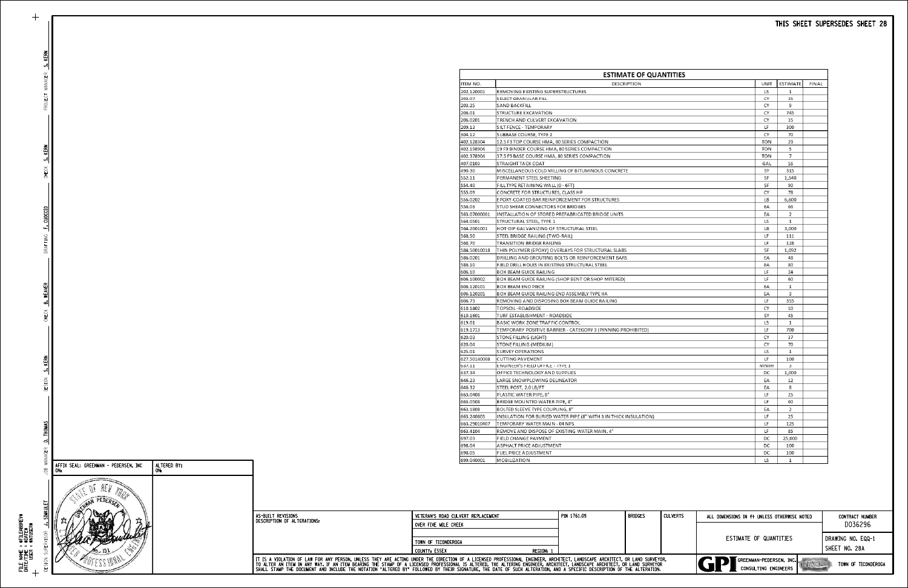THIS SHEET SUPERSEDES SHEET 28

## ESTIMATE OF QUANTITIES

| ITEM NO. | DESCRIPTION | UNIT | ESTIMATE | FINAL |
|---|---|---|---|---|
| 202.120001 | REMOVING EXISTING SUPERSTRUCTURES | LS | 1 | |
| 203.07 | SELECT GRANULAR FILL | CY | 35 | |
| 203.25 | SAND BACKFILL | CY | 9 | |
| 206.01 | STRUCTURE EXCAVATION | CY | 745 | |
| 206.0201 | TRENCH AND CULVERT EXCAVATION | CY | 35 | |
| 209.13 | SILT FENCE - TEMPORARY | LF | 300 | |
| 304.12 | SUBBASE COURSE, TYPE 2 | CY | 70 | |
| 402.128304 | 12.5 F3 TOP COURSE HMA, 80 SERIES COMPACTION | TON | 29 | |
| 402.198904 | 19 F9 BINDER COURSE HMA, 80 SERIES COMPACTION | TON | 5 | |
| 402.378904 | 37.5 F9 BASE COURSE HMA, 80 SERIES COMPACTION | TON | 7 | |
| 407.0103 | STRAIGHT TACK COAT | GAL | 16 | |
| 490.30 | MISCELLANEOUS COLD MILLING OF BITUMINOUS CONCRETE | SY | 315 | |
| 552.11 | PERMANENT STEEL SHEETING | SF | 1,540 | |
| 554.40 | FILL TYPE RETAINING WALL (0 - 6FT) | SF | 90 | |
| 555.09 | CONCRETE FOR STRUCTURES, CLASS HP | CY | 78 | |
| 556.0202 | EPOXY-COATED BAR REINFORCEMENT FOR STRUCTURES | LB | 6,600 | |
| 556.03 | STUD SHEAR CONNECTORS FOR BRIDGES | EA | 66 | |
| 563.07000001 | INSTALLATION OF STORED PREFABRICATED BRIDGE UNITS | EA | 2 | |
| 564.0501 | STRUCTURAL STEEL, TYPE 1 | LS | 1 | |
| 564.2001001 | HOT-DIP GALVANIZING OF STRUCTURAL STEEL | LB | 3,000 | |
| 568.50 | STEEL BRIDGE RAILING (TWO-RAIL) | LF | 111 | |
| 568.70 | TRANSITION BRIDGE RAILING | LF | 128 | |
| 584.50010018 | THIN POLYMER (EPOXY) OVERLAYS FOR STRUCTURAL SLABS | SF | 1,092 | |
| 586.0201 | DRILLING AND GROUTING BOLTS OR REINFORCEMENT BARS | EA | 48 | |
| 586.10 | FIELD DRILL HOLES IN EXISTING STRUCTURAL STEEL | EA | 80 | |
| 606.10 | BOX BEAM GUIDE RAILING | LF | 24 | |
| 606.100002 | BOX BEAM GUIDE RAILING (SHOP BENT OR SHOP MITERED) | LF | 60 | |
| 606.120101 | BOX BEAM END PIECE | EA | 1 | |
| 606.120201 | BOX BEAM GUIDE RAILING END ASSEMBLY TYPE IIA | EA | 3 | |
| 606.73 | REMOVING AND DISPOSING BOX BEAM GUIDE RAILING | LF | 355 | |
| 610.1402 | TOPSOIL -ROADSIDE | CY | 10 | |
| 610.1601 | TURF ESTABLISHMENT - ROADSIDE | SY | 45 | |
| 619.01 | BASIC WORK ZONE TRAFFIC CONTROL | LS | 1 | |
| 619.1713 | TEMPORARY POSITIVE BARRIER - CATEGORY 3 (PINNING PROHIBITED) | LF | 700 | |
| 620.03 | STONE FILLING (LIGHT) | CY | 37 | |
| 620.04 | STONE FILLING (MEDIUM) | CY | 70 | |
| 625.01 | SURVEY OPERATIONS | LS | 1 | |
| 627.50140008 | CUTTING PAVEMENT | LF | 100 | |
| 637.11 | ENGINEER'S FIELD OFFICE - TYPE 1 | MNTH | 3 | |
| 637.34 | OFFICE TECHNOLOGY AND SUPPLIES | DC | 1,000 | |
| 646.23 | LARGE SNOWPLOWING DELINEATOR | EA | 12 | |
| 646.32 | STEEL POST, 2.0 LB/FT | EA | 8 | |
| 663.0408 | PLASTIC WATER PIPE, 8" | LF | 25 | |
| 663.0508 | BRIDGE MOUNTED WATER PIPE, 8" | LF | 60 | |
| 663.1808 | BOLTED SLEEVE TYPE COUPLING, 8" | EA | 2 | |
| 663.240803 | INSULATION FOR BURIED WATER PIPE (8" WITH 3 IN THICK INSULATION) | LF | 25 | |
| 663.29010407 | TEMPORARY WATER MAIN - 04 NPS | LF | 125 | |
| 663.4104 | REMOVE AND DISPOSE OF EXISTING WATER MAIN, 4" | LF | 85 | |
| 697.03 | FIELD CHANGE PAYMENT | DC | 25,000 | |
| 698.04 | ASPHALT PRICE ADJUSTMENT | DC | 100 | |
| 698.05 | FUEL PRICE ADJUSTMENT | DC | 100 | |
| 699.040001 | MOBILIZATION | LS | 1 | |

PROJECT MANAGER S. KERN | CHECK S. KERN | DRAFTING F. CUOCCIO | CHECK B. WEAVER | DESIGN S. KERN | JOB MANAGER D. THOMAS | DESIGN SUPERVISOR J. SIMKULET

AFFIX SEAL: GREENMAN - PEDERSEN, INC ON:

ALTERED BY: ON:

AS-BUILT REVISIONS
DESCRIPTION OF ALTERATIONS:

VETERAN'S ROAD CULVERT REPLACEMENT
OVER FIVE MILE CREEK

TOWN OF TICONDEROGA
COUNTY: ESSEX REGION: 1

PIN 1761.09 | BRIDGES | CULVERTS

ALL DIMENSIONS IN ft UNLESS OTHERWISE NOTED

ESTIMATE OF QUANTITIES

CONTRACT NUMBER D036296

DRAWING NO. EQQ-1
SHEET NO. 28A

IT IS A VIOLATION OF LAW FOR ANY PERSON, UNLESS THEY ARE ACTING UNDER THE DIRECTION OF A LICENSED PROFESSIONAL ENGINEER, ARCHITECT, LANDSCAPE ARCHITECT, OR LAND SURVEYOR, TO ALTER AN ITEM IN ANY WAY. IF AN ITEM BEARING THE STAMP OF A LICENSED PROFESSIONAL IS ALTERED, THE ALTERING ENGINEER, ARCHITECT, LANDSCAPE ARCHITECT, OR LAND SURVEYOR SHALL STAMP THE DOCUMENT AND INCLUDE THE NOTATION "ALTERED BY" FOLLOWED BY THEIR SIGNATURE, THE DATE OF SUCH ALTERATION, AND A SPECIFIC DESCRIPTION OF THE ALTERATION.

GPI GREENMAN-PEDERSEN, INC. CONSULTING ENGINEERS

TOWN OF TICONDEROGA

FILE NAME = $FILEABBREV$
DATE/TIME = $DATE$
USER = $NTUSER$